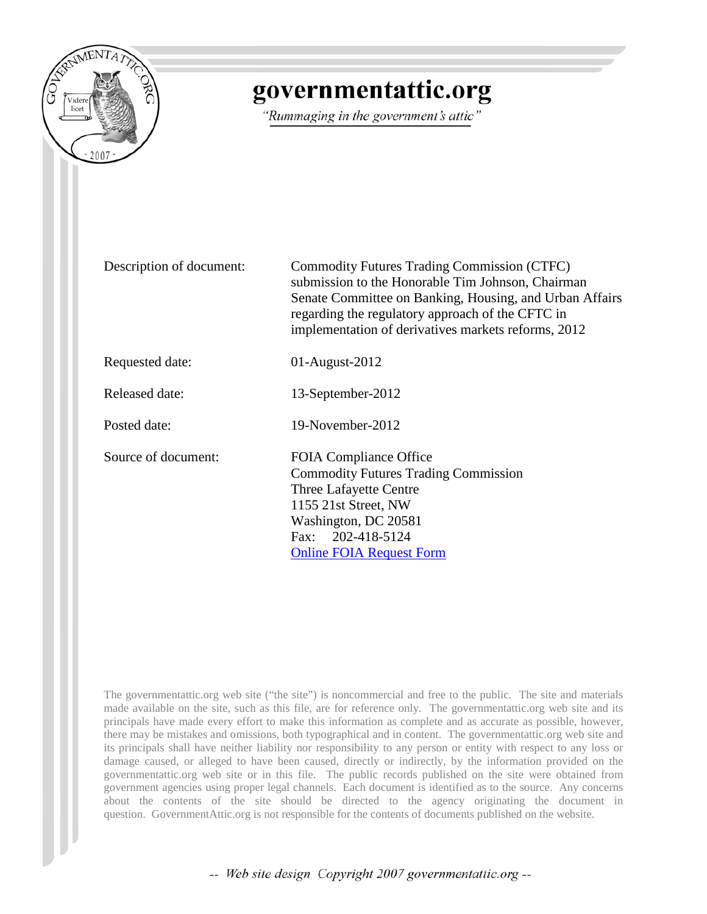# governmentattic.org

*"Rummaging in the government's attic"*

| | |
|---|---|
| Description of document: | Commodity Futures Trading Commission (CTFC) submission to the Honorable Tim Johnson, Chairman Senate Committee on Banking, Housing, and Urban Affairs regarding the regulatory approach of the CFTC in implementation of derivatives markets reforms, 2012 |
| Requested date: | 01-August-2012 |
| Released date: | 13-September-2012 |
| Posted date: | 19-November-2012 |
| Source of document: | FOIA Compliance Office<br>Commodity Futures Trading Commission<br>Three Lafayette Centre<br>1155 21st Street, NW<br>Washington, DC 20581<br>Fax: 202-418-5124<br>[Online FOIA Request Form] |

The governmentattic.org web site ("the site") is noncommercial and free to the public. The site and materials made available on the site, such as this file, are for reference only. The governmentattic.org web site and its principals have made every effort to make this information as complete and as accurate as possible, however, there may be mistakes and omissions, both typographical and in content. The governmentattic.org web site and its principals shall have neither liability nor responsibility to any person or entity with respect to any loss or damage caused, or alleged to have been caused, directly or indirectly, by the information provided on the governmentattic.org web site or in this file. The public records published on the site were obtained from government agencies using proper legal channels. Each document is identified as to the source. Any concerns about the contents of the site should be directed to the agency originating the document in question. GovernmentAttic.org is not responsible for the contents of documents published on the website.

*-- Web site design Copyright 2007 governmentattic.org --*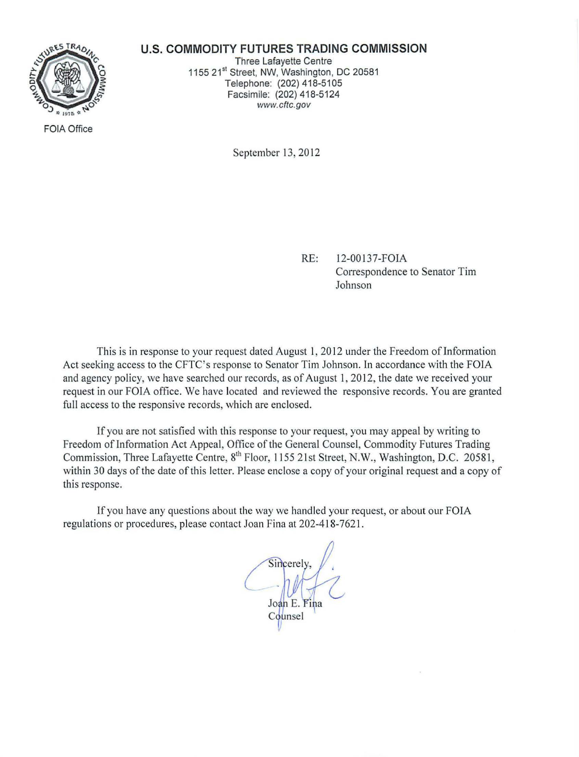**U.S. COMMODITY FUTURES TRADING COMMISSION**

Three Lafayette Centre
1155 21st Street, NW, Washington, DC 20581
Telephone: (202) 418-5105
Facsimile: (202) 418-5124
www.cftc.gov

FOIA Office

September 13, 2012

RE: 12-00137-FOIA
Correspondence to Senator Tim Johnson

This is in response to your request dated August 1, 2012 under the Freedom of Information Act seeking access to the CFTC's response to Senator Tim Johnson. In accordance with the FOIA and agency policy, we have searched our records, as of August 1, 2012, the date we received your request in our FOIA office. We have located and reviewed the responsive records. You are granted full access to the responsive records, which are enclosed.

If you are not satisfied with this response to your request, you may appeal by writing to Freedom of Information Act Appeal, Office of the General Counsel, Commodity Futures Trading Commission, Three Lafayette Centre, 8th Floor, 1155 21st Street, N.W., Washington, D.C. 20581, within 30 days of the date of this letter. Please enclose a copy of your original request and a copy of this response.

If you have any questions about the way we handled your request, or about our FOIA regulations or procedures, please contact Joan Fina at 202-418-7621.

Sincerely,

Joan E. Fina
Counsel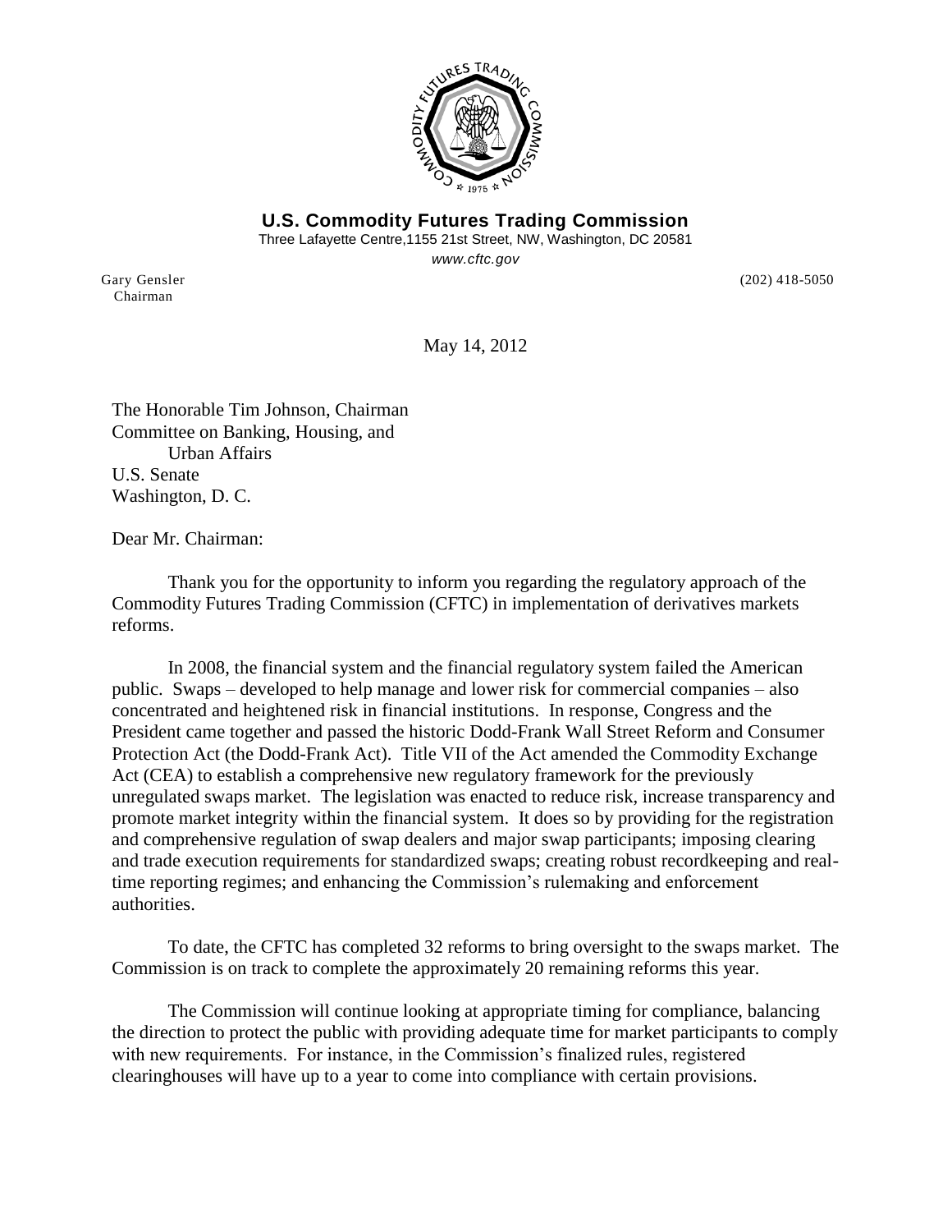**U.S. Commodity Futures Trading Commission**

Three Lafayette Centre,1155 21st Street, NW, Washington, DC 20581

*www.cftc.gov*

Gary Gensler
Chairman

(202) 418-5050

May 14, 2012

The Honorable Tim Johnson, Chairman
Committee on Banking, Housing, and
Urban Affairs
U.S. Senate
Washington, D. C.

Dear Mr. Chairman:

Thank you for the opportunity to inform you regarding the regulatory approach of the Commodity Futures Trading Commission (CFTC) in implementation of derivatives markets reforms.

In 2008, the financial system and the financial regulatory system failed the American public. Swaps – developed to help manage and lower risk for commercial companies – also concentrated and heightened risk in financial institutions. In response, Congress and the President came together and passed the historic Dodd-Frank Wall Street Reform and Consumer Protection Act (the Dodd-Frank Act). Title VII of the Act amended the Commodity Exchange Act (CEA) to establish a comprehensive new regulatory framework for the previously unregulated swaps market. The legislation was enacted to reduce risk, increase transparency and promote market integrity within the financial system. It does so by providing for the registration and comprehensive regulation of swap dealers and major swap participants; imposing clearing and trade execution requirements for standardized swaps; creating robust recordkeeping and real-time reporting regimes; and enhancing the Commission's rulemaking and enforcement authorities.

To date, the CFTC has completed 32 reforms to bring oversight to the swaps market. The Commission is on track to complete the approximately 20 remaining reforms this year.

The Commission will continue looking at appropriate timing for compliance, balancing the direction to protect the public with providing adequate time for market participants to comply with new requirements. For instance, in the Commission's finalized rules, registered clearinghouses will have up to a year to come into compliance with certain provisions.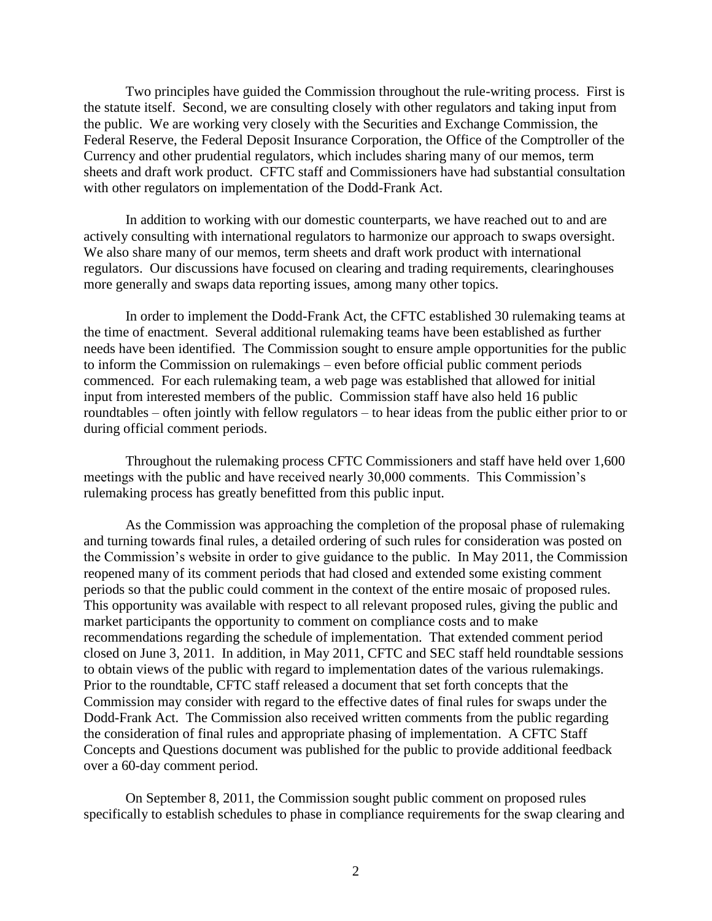Two principles have guided the Commission throughout the rule-writing process. First is the statute itself. Second, we are consulting closely with other regulators and taking input from the public. We are working very closely with the Securities and Exchange Commission, the Federal Reserve, the Federal Deposit Insurance Corporation, the Office of the Comptroller of the Currency and other prudential regulators, which includes sharing many of our memos, term sheets and draft work product. CFTC staff and Commissioners have had substantial consultation with other regulators on implementation of the Dodd-Frank Act.

In addition to working with our domestic counterparts, we have reached out to and are actively consulting with international regulators to harmonize our approach to swaps oversight. We also share many of our memos, term sheets and draft work product with international regulators. Our discussions have focused on clearing and trading requirements, clearinghouses more generally and swaps data reporting issues, among many other topics.

In order to implement the Dodd-Frank Act, the CFTC established 30 rulemaking teams at the time of enactment. Several additional rulemaking teams have been established as further needs have been identified. The Commission sought to ensure ample opportunities for the public to inform the Commission on rulemakings – even before official public comment periods commenced. For each rulemaking team, a web page was established that allowed for initial input from interested members of the public. Commission staff have also held 16 public roundtables – often jointly with fellow regulators – to hear ideas from the public either prior to or during official comment periods.

Throughout the rulemaking process CFTC Commissioners and staff have held over 1,600 meetings with the public and have received nearly 30,000 comments. This Commission's rulemaking process has greatly benefitted from this public input.

As the Commission was approaching the completion of the proposal phase of rulemaking and turning towards final rules, a detailed ordering of such rules for consideration was posted on the Commission's website in order to give guidance to the public. In May 2011, the Commission reopened many of its comment periods that had closed and extended some existing comment periods so that the public could comment in the context of the entire mosaic of proposed rules. This opportunity was available with respect to all relevant proposed rules, giving the public and market participants the opportunity to comment on compliance costs and to make recommendations regarding the schedule of implementation. That extended comment period closed on June 3, 2011. In addition, in May 2011, CFTC and SEC staff held roundtable sessions to obtain views of the public with regard to implementation dates of the various rulemakings. Prior to the roundtable, CFTC staff released a document that set forth concepts that the Commission may consider with regard to the effective dates of final rules for swaps under the Dodd-Frank Act. The Commission also received written comments from the public regarding the consideration of final rules and appropriate phasing of implementation. A CFTC Staff Concepts and Questions document was published for the public to provide additional feedback over a 60-day comment period.

On September 8, 2011, the Commission sought public comment on proposed rules specifically to establish schedules to phase in compliance requirements for the swap clearing and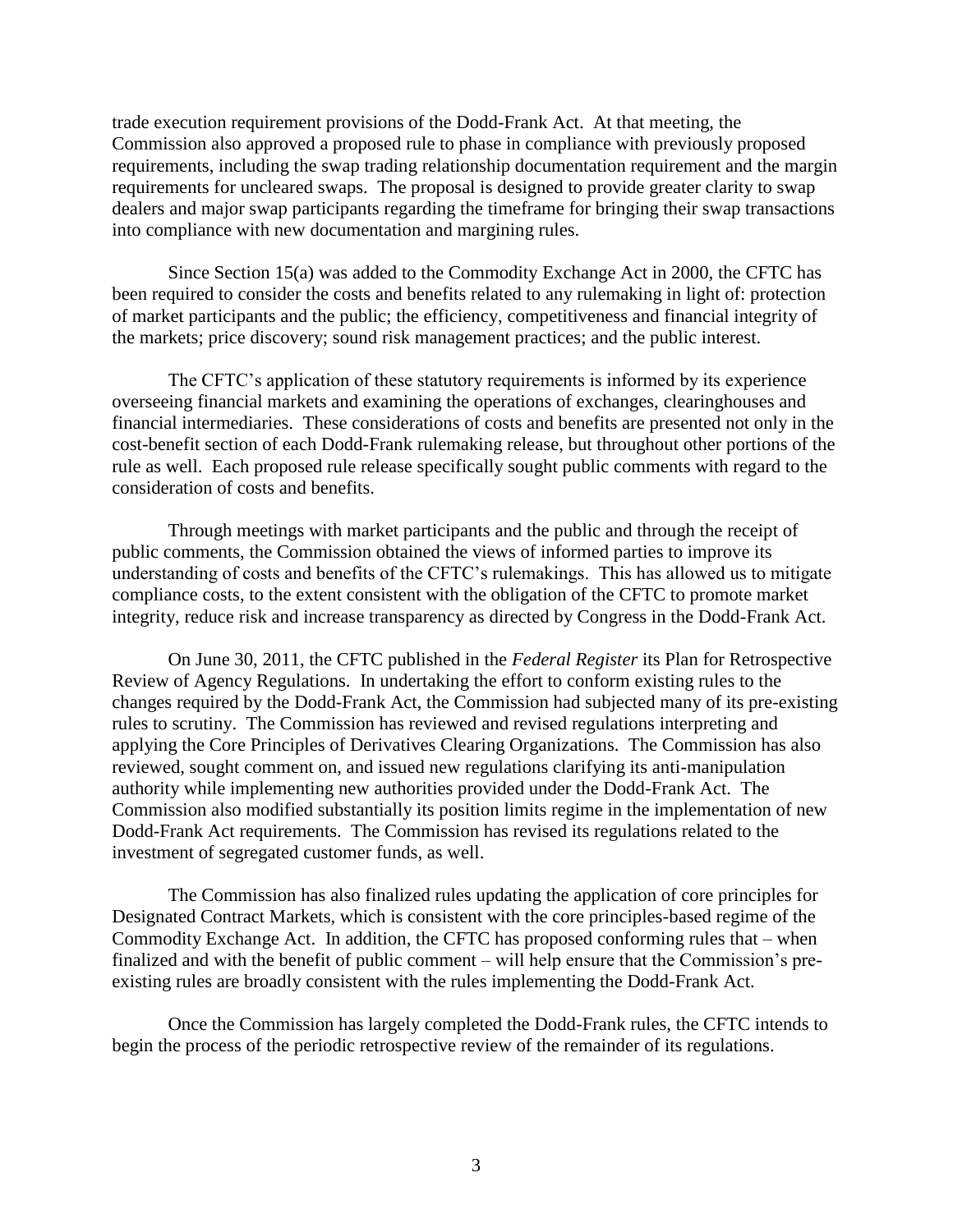trade execution requirement provisions of the Dodd-Frank Act. At that meeting, the Commission also approved a proposed rule to phase in compliance with previously proposed requirements, including the swap trading relationship documentation requirement and the margin requirements for uncleared swaps. The proposal is designed to provide greater clarity to swap dealers and major swap participants regarding the timeframe for bringing their swap transactions into compliance with new documentation and margining rules.

Since Section 15(a) was added to the Commodity Exchange Act in 2000, the CFTC has been required to consider the costs and benefits related to any rulemaking in light of: protection of market participants and the public; the efficiency, competitiveness and financial integrity of the markets; price discovery; sound risk management practices; and the public interest.

The CFTC's application of these statutory requirements is informed by its experience overseeing financial markets and examining the operations of exchanges, clearinghouses and financial intermediaries. These considerations of costs and benefits are presented not only in the cost-benefit section of each Dodd-Frank rulemaking release, but throughout other portions of the rule as well. Each proposed rule release specifically sought public comments with regard to the consideration of costs and benefits.

Through meetings with market participants and the public and through the receipt of public comments, the Commission obtained the views of informed parties to improve its understanding of costs and benefits of the CFTC's rulemakings. This has allowed us to mitigate compliance costs, to the extent consistent with the obligation of the CFTC to promote market integrity, reduce risk and increase transparency as directed by Congress in the Dodd-Frank Act.

On June 30, 2011, the CFTC published in the *Federal Register* its Plan for Retrospective Review of Agency Regulations. In undertaking the effort to conform existing rules to the changes required by the Dodd-Frank Act, the Commission had subjected many of its pre-existing rules to scrutiny. The Commission has reviewed and revised regulations interpreting and applying the Core Principles of Derivatives Clearing Organizations. The Commission has also reviewed, sought comment on, and issued new regulations clarifying its anti-manipulation authority while implementing new authorities provided under the Dodd-Frank Act. The Commission also modified substantially its position limits regime in the implementation of new Dodd-Frank Act requirements. The Commission has revised its regulations related to the investment of segregated customer funds, as well.

The Commission has also finalized rules updating the application of core principles for Designated Contract Markets, which is consistent with the core principles-based regime of the Commodity Exchange Act. In addition, the CFTC has proposed conforming rules that – when finalized and with the benefit of public comment – will help ensure that the Commission's pre-existing rules are broadly consistent with the rules implementing the Dodd-Frank Act.

Once the Commission has largely completed the Dodd-Frank rules, the CFTC intends to begin the process of the periodic retrospective review of the remainder of its regulations.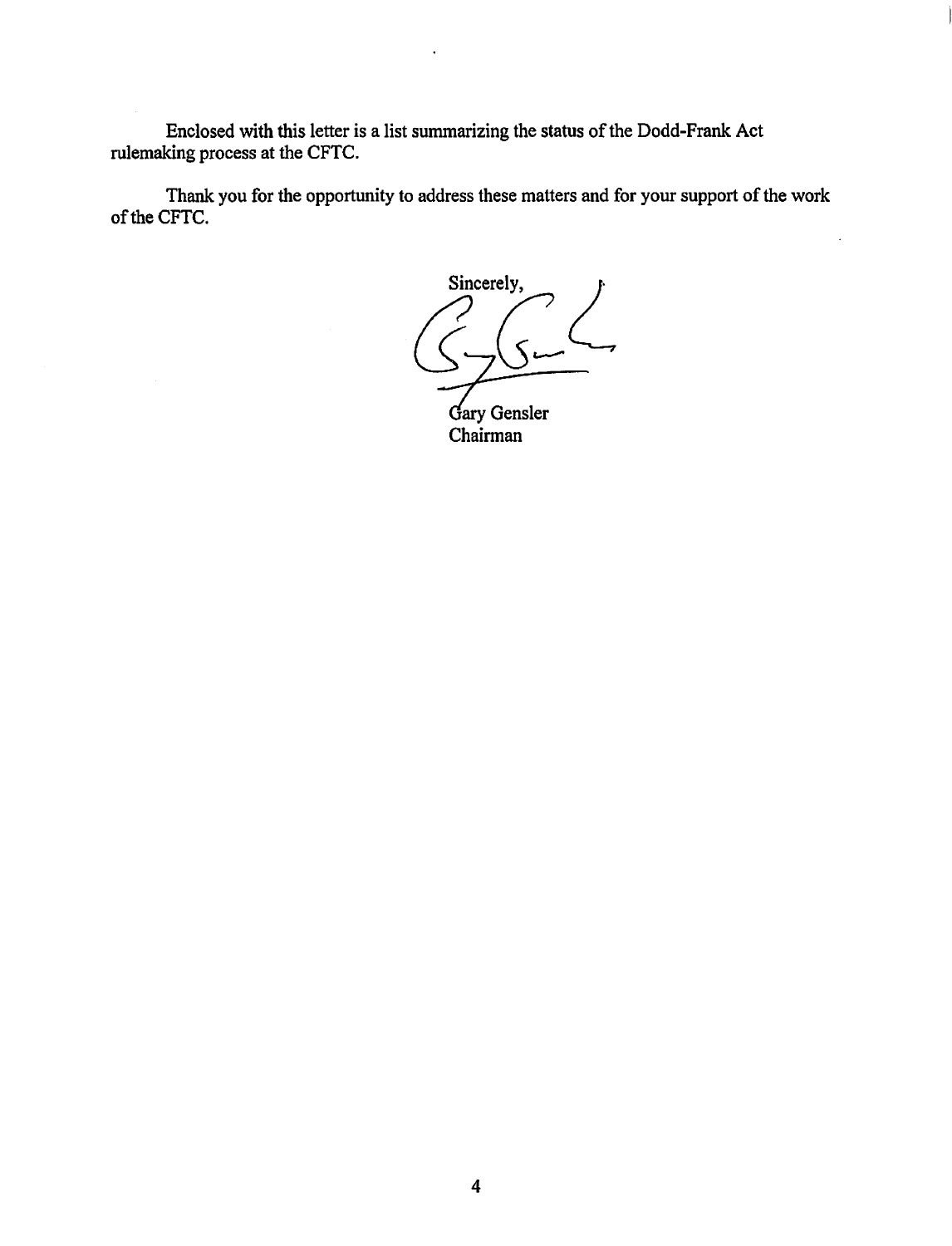Enclosed with this letter is a list summarizing the status of the Dodd-Frank Act rulemaking process at the CFTC.

Thank you for the opportunity to address these matters and for your support of the work of the CFTC.

Sincerely,

Gary Gensler
Chairman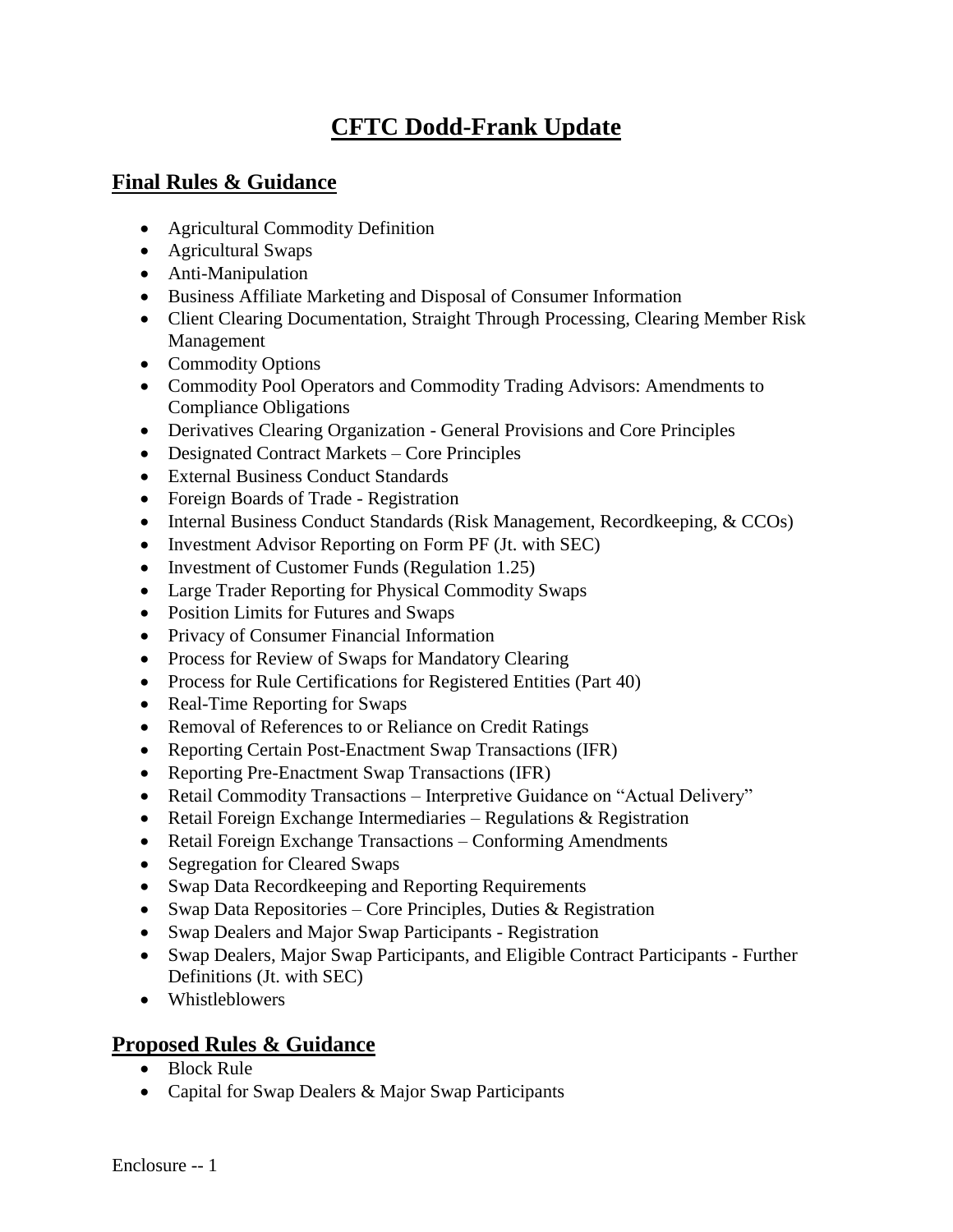# CFTC Dodd-Frank Update

## Final Rules & Guidance

- Agricultural Commodity Definition
- Agricultural Swaps
- Anti-Manipulation
- Business Affiliate Marketing and Disposal of Consumer Information
- Client Clearing Documentation, Straight Through Processing, Clearing Member Risk Management
- Commodity Options
- Commodity Pool Operators and Commodity Trading Advisors: Amendments to Compliance Obligations
- Derivatives Clearing Organization - General Provisions and Core Principles
- Designated Contract Markets – Core Principles
- External Business Conduct Standards
- Foreign Boards of Trade - Registration
- Internal Business Conduct Standards (Risk Management, Recordkeeping, & CCOs)
- Investment Advisor Reporting on Form PF (Jt. with SEC)
- Investment of Customer Funds (Regulation 1.25)
- Large Trader Reporting for Physical Commodity Swaps
- Position Limits for Futures and Swaps
- Privacy of Consumer Financial Information
- Process for Review of Swaps for Mandatory Clearing
- Process for Rule Certifications for Registered Entities (Part 40)
- Real-Time Reporting for Swaps
- Removal of References to or Reliance on Credit Ratings
- Reporting Certain Post-Enactment Swap Transactions (IFR)
- Reporting Pre-Enactment Swap Transactions (IFR)
- Retail Commodity Transactions – Interpretive Guidance on "Actual Delivery"
- Retail Foreign Exchange Intermediaries – Regulations & Registration
- Retail Foreign Exchange Transactions – Conforming Amendments
- Segregation for Cleared Swaps
- Swap Data Recordkeeping and Reporting Requirements
- Swap Data Repositories – Core Principles, Duties & Registration
- Swap Dealers and Major Swap Participants - Registration
- Swap Dealers, Major Swap Participants, and Eligible Contract Participants - Further Definitions (Jt. with SEC)
- Whistleblowers

## Proposed Rules & Guidance

- Block Rule
- Capital for Swap Dealers & Major Swap Participants

Enclosure -- 1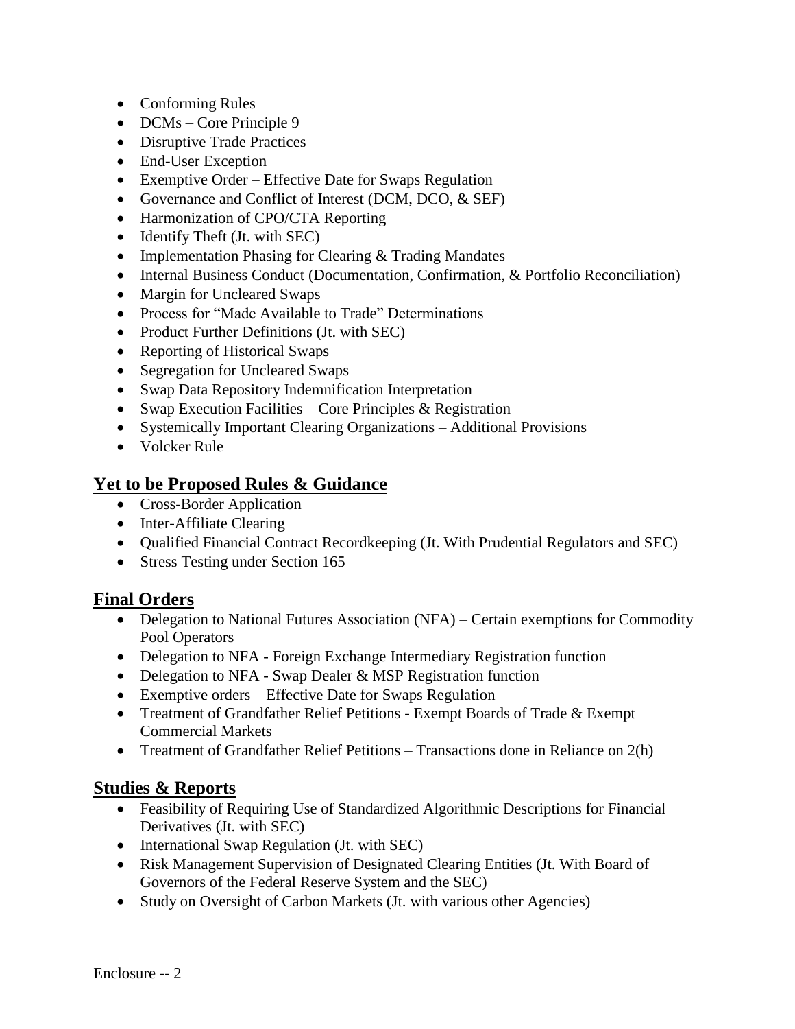- Conforming Rules
- DCMs – Core Principle 9
- Disruptive Trade Practices
- End-User Exception
- Exemptive Order – Effective Date for Swaps Regulation
- Governance and Conflict of Interest (DCM, DCO, & SEF)
- Harmonization of CPO/CTA Reporting
- Identify Theft (Jt. with SEC)
- Implementation Phasing for Clearing & Trading Mandates
- Internal Business Conduct (Documentation, Confirmation, & Portfolio Reconciliation)
- Margin for Uncleared Swaps
- Process for "Made Available to Trade" Determinations
- Product Further Definitions (Jt. with SEC)
- Reporting of Historical Swaps
- Segregation for Uncleared Swaps
- Swap Data Repository Indemnification Interpretation
- Swap Execution Facilities – Core Principles & Registration
- Systemically Important Clearing Organizations – Additional Provisions
- Volcker Rule

## Yet to be Proposed Rules & Guidance

- Cross-Border Application
- Inter-Affiliate Clearing
- Qualified Financial Contract Recordkeeping (Jt. With Prudential Regulators and SEC)
- Stress Testing under Section 165

## Final Orders

- Delegation to National Futures Association (NFA) – Certain exemptions for Commodity Pool Operators
- Delegation to NFA - Foreign Exchange Intermediary Registration function
- Delegation to NFA - Swap Dealer & MSP Registration function
- Exemptive orders – Effective Date for Swaps Regulation
- Treatment of Grandfather Relief Petitions - Exempt Boards of Trade & Exempt Commercial Markets
- Treatment of Grandfather Relief Petitions – Transactions done in Reliance on 2(h)

## Studies & Reports

- Feasibility of Requiring Use of Standardized Algorithmic Descriptions for Financial Derivatives (Jt. with SEC)
- International Swap Regulation (Jt. with SEC)
- Risk Management Supervision of Designated Clearing Entities (Jt. With Board of Governors of the Federal Reserve System and the SEC)
- Study on Oversight of Carbon Markets (Jt. with various other Agencies)

Enclosure -- 2